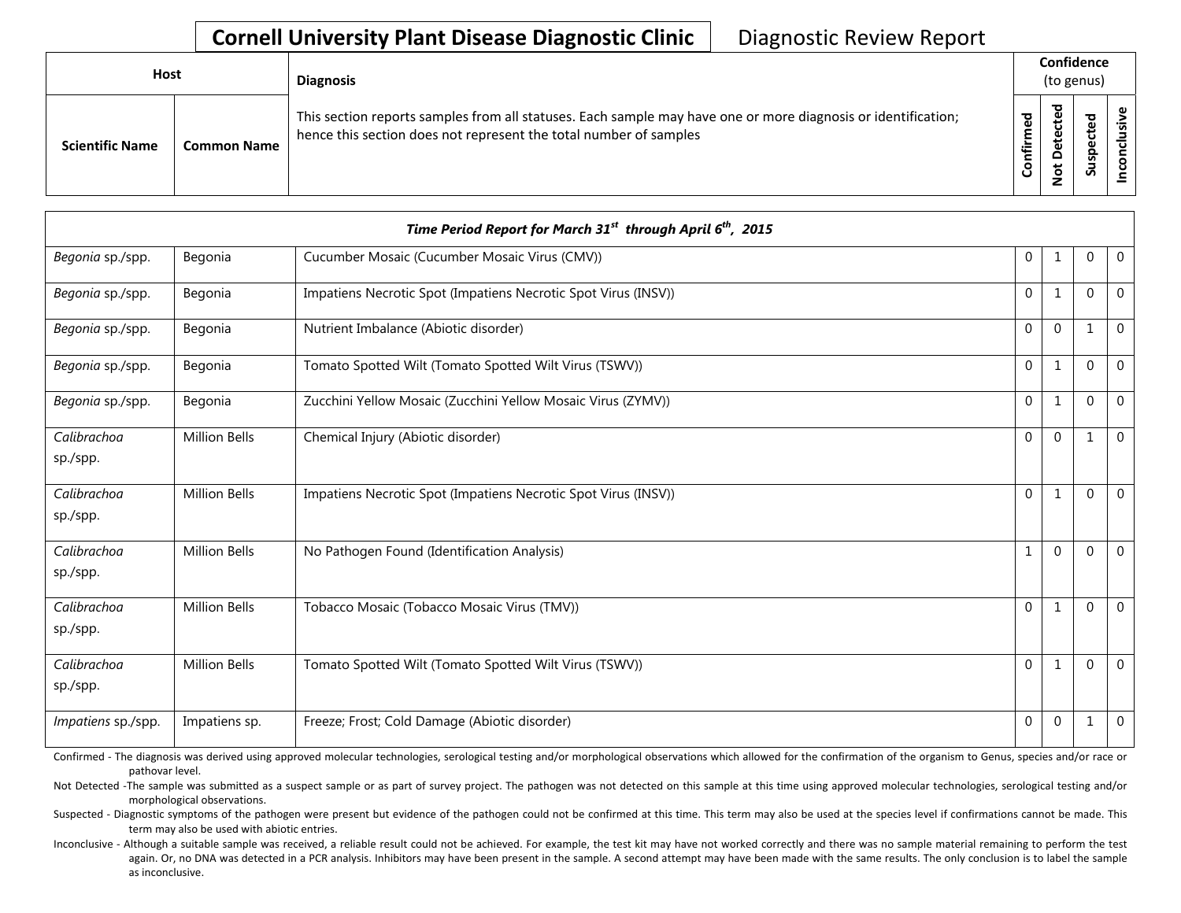# Cornell University Plant Disease Diagnostic Clinic

Diagnostic Review Report

| Host | | Diagnosis | Confidence (to genus) | | | |
|---|---|---|---|---|---|---|
| Scientific Name | Common Name | This section reports samples from all statuses. Each sample may have one or more diagnosis or identification; hence this section does not represent the total number of samples | Confirmed | Not Detected | Suspected | Inconclusive |
| ***Time Period Report for March 31st through April 6th, 2015*** | | | | | | |
| *Begonia* sp./spp. | Begonia | Cucumber Mosaic (Cucumber Mosaic Virus (CMV)) | 0 | 1 | 0 | 0 |
| *Begonia* sp./spp. | Begonia | Impatiens Necrotic Spot (Impatiens Necrotic Spot Virus (INSV)) | 0 | 1 | 0 | 0 |
| *Begonia* sp./spp. | Begonia | Nutrient Imbalance (Abiotic disorder) | 0 | 0 | 1 | 0 |
| *Begonia* sp./spp. | Begonia | Tomato Spotted Wilt (Tomato Spotted Wilt Virus (TSWV)) | 0 | 1 | 0 | 0 |
| *Begonia* sp./spp. | Begonia | Zucchini Yellow Mosaic (Zucchini Yellow Mosaic Virus (ZYMV)) | 0 | 1 | 0 | 0 |
| *Calibrachoa* sp./spp. | Million Bells | Chemical Injury (Abiotic disorder) | 0 | 0 | 1 | 0 |
| *Calibrachoa* sp./spp. | Million Bells | Impatiens Necrotic Spot (Impatiens Necrotic Spot Virus (INSV)) | 0 | 1 | 0 | 0 |
| *Calibrachoa* sp./spp. | Million Bells | No Pathogen Found (Identification Analysis) | 1 | 0 | 0 | 0 |
| *Calibrachoa* sp./spp. | Million Bells | Tobacco Mosaic (Tobacco Mosaic Virus (TMV)) | 0 | 1 | 0 | 0 |
| *Calibrachoa* sp./spp. | Million Bells | Tomato Spotted Wilt (Tomato Spotted Wilt Virus (TSWV)) | 0 | 1 | 0 | 0 |
| *Impatiens* sp./spp. | Impatiens sp. | Freeze; Frost; Cold Damage (Abiotic disorder) | 0 | 0 | 1 | 0 |

Confirmed - The diagnosis was derived using approved molecular technologies, serological testing and/or morphological observations which allowed for the confirmation of the organism to Genus, species and/or race or pathovar level.

Not Detected -The sample was submitted as a suspect sample or as part of survey project. The pathogen was not detected on this sample at this time using approved molecular technologies, serological testing and/or morphological observations.

Suspected - Diagnostic symptoms of the pathogen were present but evidence of the pathogen could not be confirmed at this time. This term may also be used at the species level if confirmations cannot be made. This term may also be used with abiotic entries.

Inconclusive - Although a suitable sample was received, a reliable result could not be achieved. For example, the test kit may have not worked correctly and there was no sample material remaining to perform the test again. Or, no DNA was detected in a PCR analysis. Inhibitors may have been present in the sample. A second attempt may have been made with the same results. The only conclusion is to label the sample as inconclusive.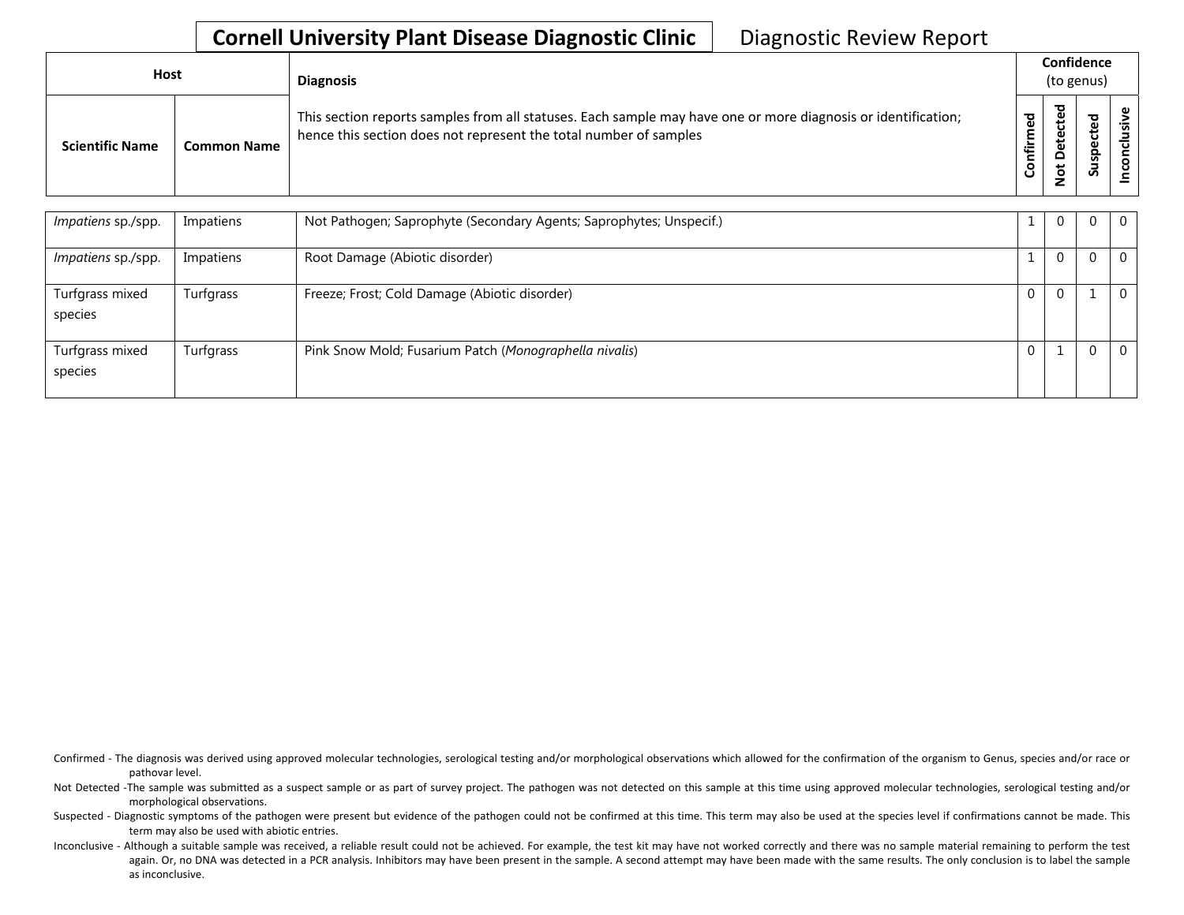**Cornell University Plant Disease Diagnostic Clinic** Diagnostic Review Report

| Host | | Diagnosis | Confidence (to genus) | | | |
|---|---|---|---|---|---|---|
| Scientific Name | Common Name | This section reports samples from all statuses. Each sample may have one or more diagnosis or identification; hence this section does not represent the total number of samples | Confirmed | Not Detected | Suspected | Inconclusive |
| *Impatiens* sp./spp. | Impatiens | Not Pathogen; Saprophyte (Secondary Agents; Saprophytes; Unspecif.) | 1 | 0 | 0 | 0 |
| *Impatiens* sp./spp. | Impatiens | Root Damage (Abiotic disorder) | 1 | 0 | 0 | 0 |
| Turfgrass mixed species | Turfgrass | Freeze; Frost; Cold Damage (Abiotic disorder) | 0 | 0 | 1 | 0 |
| Turfgrass mixed species | Turfgrass | Pink Snow Mold; Fusarium Patch (*Monographella nivalis*) | 0 | 1 | 0 | 0 |

Confirmed - The diagnosis was derived using approved molecular technologies, serological testing and/or morphological observations which allowed for the confirmation of the organism to Genus, species and/or race or pathovar level.

Not Detected -The sample was submitted as a suspect sample or as part of survey project. The pathogen was not detected on this sample at this time using approved molecular technologies, serological testing and/or morphological observations.

Suspected - Diagnostic symptoms of the pathogen were present but evidence of the pathogen could not be confirmed at this time. This term may also be used at the species level if confirmations cannot be made. This term may also be used with abiotic entries.

Inconclusive - Although a suitable sample was received, a reliable result could not be achieved. For example, the test kit may have not worked correctly and there was no sample material remaining to perform the test again. Or, no DNA was detected in a PCR analysis. Inhibitors may have been present in the sample. A second attempt may have been made with the same results. The only conclusion is to label the sample as inconclusive.